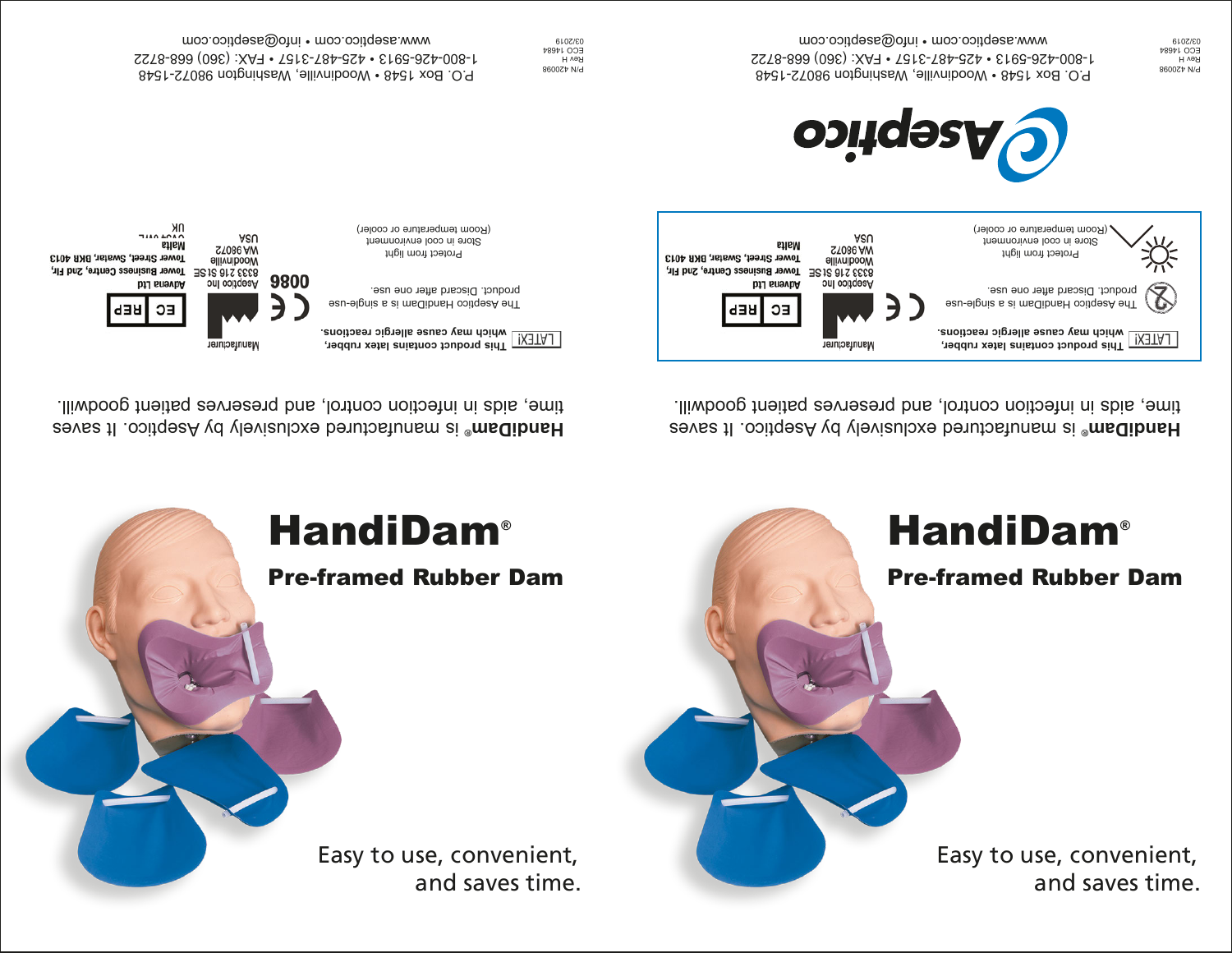# HandiDam®

## Pre-framed Rubber Dam

Easy to use, convenient, and saves time.

**HandiDam®** is manufactured exclusively by Aseptico. It saves time, aids in infection control, and preserves patient goodwill.

LATEX! **This product contains latex rubber, which may cause allergic reactions.**

The Aseptico HandiDam is a single-use product. Discard after one use.

Protect from light

Store in cool environment (Room temperature or cooler)

Manufacturer

Aseptico Inc
8333 216 St SE
Woodinville
WA 98072
USA

CE 0086

EC REP

Advena Ltd
**Tower Business Centre, 2nd Flr,**
**Tower Street, Swatar, BKR 4013**
**Malta**

Aseptico

P.O. Box 1548 • Woodinville, Washington 98072-1548

1-800-426-5913 • 425-487-3157 • FAX: (360) 668-8722

www.aseptico.com • info@aseptico.com

P/N 420098
Rev H
ECO 14684
03/2019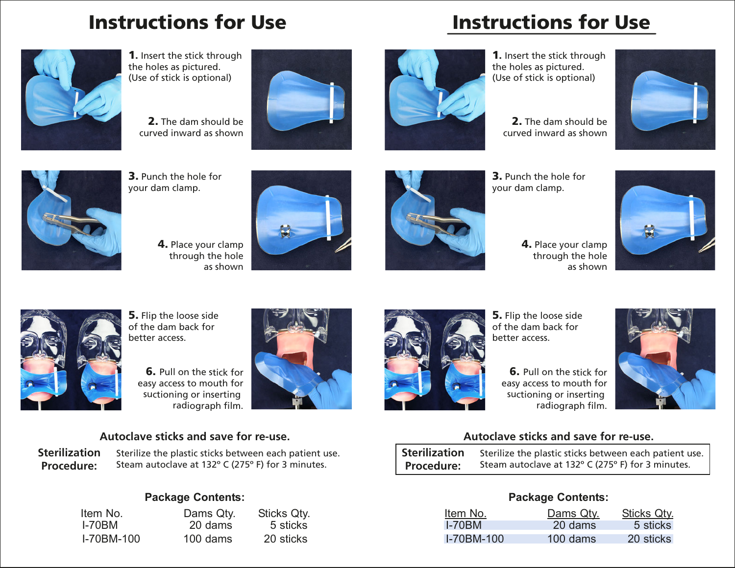# Instructions for Use

**1.** Insert the stick through the holes as pictured. (Use of stick is optional)

**2.** The dam should be curved inward as shown

**3.** Punch the hole for your dam clamp.

**4.** Place your clamp through the hole as shown

**5.** Flip the loose side of the dam back for better access.

**6.** Pull on the stick for easy access to mouth for suctioning or inserting radiograph film.

**Autoclave sticks and save for re-use.**

**Sterilization Procedure:** Sterilize the plastic sticks between each patient use. Steam autoclave at 132° C (275° F) for 3 minutes.

**Package Contents:**

| Item No. | Dams Qty. | Sticks Qty. |
|---|---|---|
| I-70BM | 20 dams | 5 sticks |
| I-70BM-100 | 100 dams | 20 sticks |

# Instructions for Use

**1.** Insert the stick through the holes as pictured. (Use of stick is optional)

**2.** The dam should be curved inward as shown

**3.** Punch the hole for your dam clamp.

**4.** Place your clamp through the hole as shown

**5.** Flip the loose side of the dam back for better access.

**6.** Pull on the stick for easy access to mouth for suctioning or inserting radiograph film.

**Autoclave sticks and save for re-use.**

**Sterilization Procedure:** Sterilize the plastic sticks between each patient use. Steam autoclave at 132° C (275° F) for 3 minutes.

**Package Contents:**

| Item No. | Dams Qty. | Sticks Qty. |
|---|---|---|
| I-70BM | 20 dams | 5 sticks |
| I-70BM-100 | 100 dams | 20 sticks |